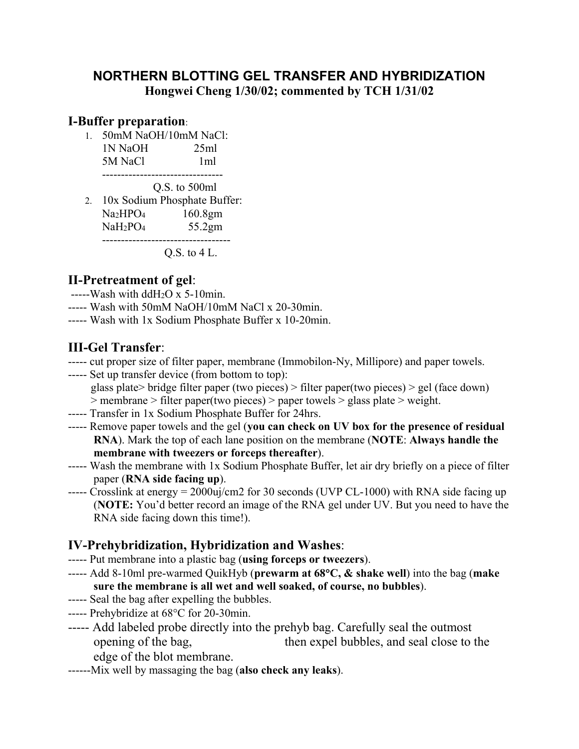# NORTHERN BLOTTING GEL TRANSFER AND HYBRIDIZATION

**Hongwei Cheng 1/30/02; commented by TCH 1/31/02**

## I-Buffer preparation:

1. 50mM NaOH/10mM NaCl:

   | | |
   |---|---|
   | 1N NaOH | 25ml |
   | 5M NaCl | 1ml |
   | Q.S. to 500ml | |

2. 10x Sodium Phosphate Buffer:

   | | |
   |---|---|
   | $Na_2HPO_4$ | 160.8gm |
   | $NaH_2PO_4$ | 55.2gm |
   | Q.S. to 4 L. | |

## II-Pretreatment of gel:

----- Wash with $ddH_2O$ x 5-10min.

----- Wash with 50mM NaOH/10mM NaCl x 20-30min.

----- Wash with 1x Sodium Phosphate Buffer x 10-20min.

## III-Gel Transfer:

----- cut proper size of filter paper, membrane (Immobilon-Ny, Millipore) and paper towels.

----- Set up transfer device (from bottom to top):
glass plate> bridge filter paper (two pieces) > filter paper(two pieces) > gel (face down) > membrane > filter paper(two pieces) > paper towels > glass plate > weight.

----- Transfer in 1x Sodium Phosphate Buffer for 24hrs.

----- Remove paper towels and the gel (**you can check on UV box for the presence of residual RNA**). Mark the top of each lane position on the membrane (**NOTE**: **Always handle the membrane with tweezers or forceps thereafter**).

----- Wash the membrane with 1x Sodium Phosphate Buffer, let air dry briefly on a piece of filter paper (**RNA side facing up**).

----- Crosslink at energy = 2000uj/cm2 for 30 seconds (UVP CL-1000) with RNA side facing up (**NOTE:** You'd better record an image of the RNA gel under UV. But you need to have the RNA side facing down this time!).

## IV-Prehybridization, Hybridization and Washes:

----- Put membrane into a plastic bag (**using forceps or tweezers**).

----- Add 8-10ml pre-warmed QuikHyb (**prewarm at 68°C, & shake well**) into the bag (**make sure the membrane is all wet and well soaked, of course, no bubbles**).

----- Seal the bag after expelling the bubbles.

----- Prehybridize at 68°C for 20-30min.

----- Add labeled probe directly into the prehyb bag. Carefully seal the outmost opening of the bag, then expel bubbles, and seal close to the edge of the blot membrane.

------Mix well by massaging the bag (**also check any leaks**).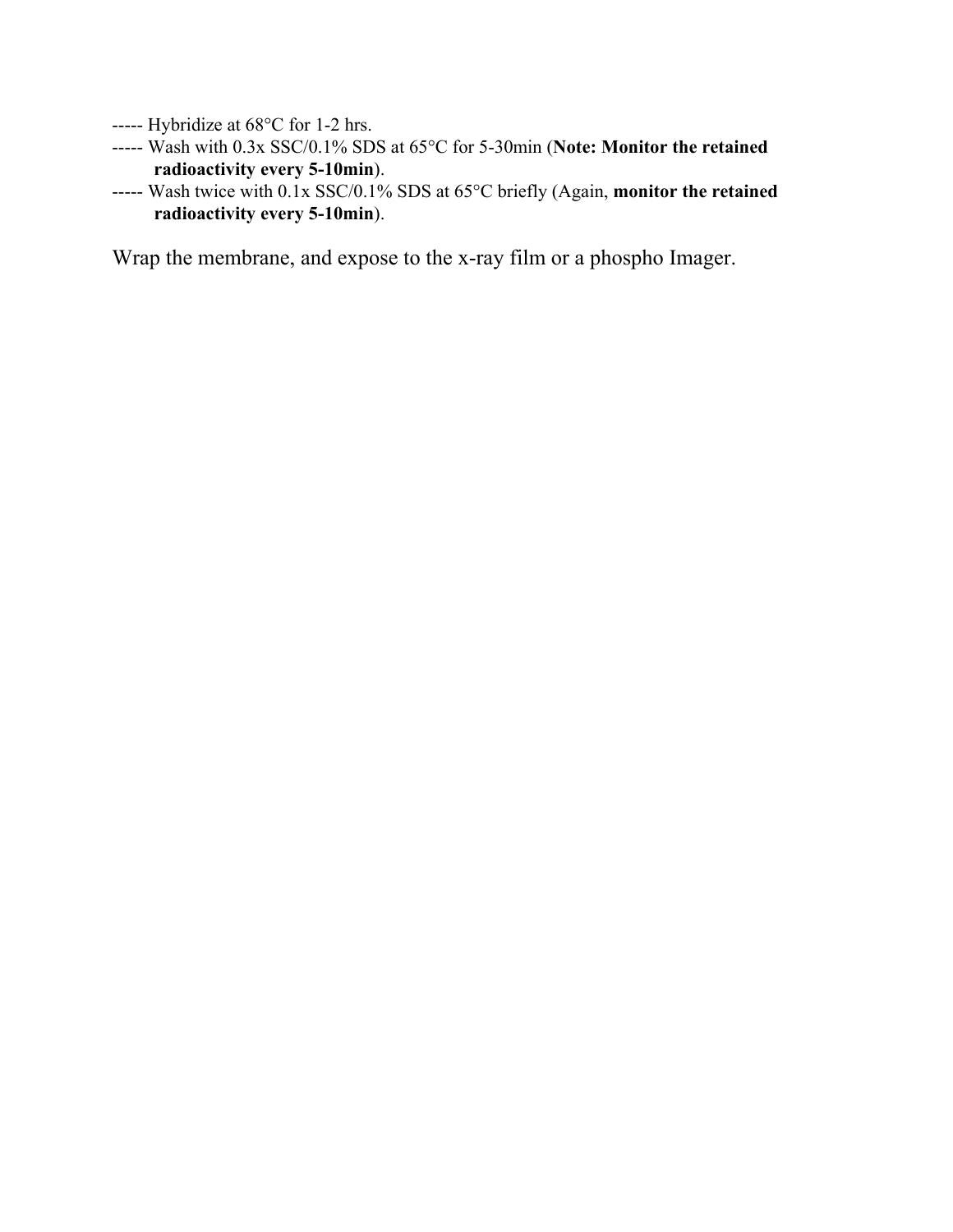----- Hybridize at 68°C for 1-2 hrs.

----- Wash with 0.3x SSC/0.1% SDS at 65°C for 5-30min (**Note: Monitor the retained radioactivity every 5-10min**).

----- Wash twice with 0.1x SSC/0.1% SDS at 65°C briefly (Again, **monitor the retained radioactivity every 5-10min**).

Wrap the membrane, and expose to the x-ray film or a phospho Imager.